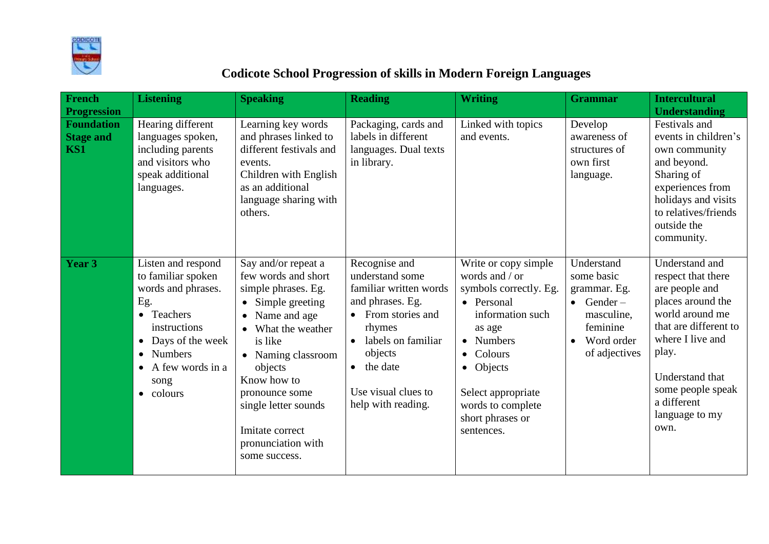# Codicote School Progression of skills in Modern Foreign Languages

| French Progression | Listening | Speaking | Reading | Writing | Grammar | Intercultural Understanding |
|---|---|---|---|---|---|---|
| **Foundation Stage and KS1** | Hearing different languages spoken, including parents and visitors who speak additional languages. | Learning key words and phrases linked to different festivals and events. Children with English as an additional language sharing with others. | Packaging, cards and labels in different languages. Dual texts in library. | Linked with topics and events. | Develop awareness of structures of own first language. | Festivals and events in children's own community and beyond. Sharing of experiences from holidays and visits to relatives/friends outside the community. |
| **Year 3** | Listen and respond to familiar spoken words and phrases. Eg. <br>• Teachers instructions <br>• Days of the week <br>• Numbers <br>• A few words in a song <br>• colours | Say and/or repeat a few words and short simple phrases. Eg. <br>• Simple greeting <br>• Name and age <br>• What the weather is like <br>• Naming classroom objects <br>Know how to pronounce some single letter sounds <br><br>Imitate correct pronunciation with some success. | Recognise and understand some familiar written words and phrases. Eg. <br>• From stories and rhymes <br>• labels on familiar objects <br>• the date <br><br>Use visual clues to help with reading. | Write or copy simple words and / or symbols correctly. Eg. <br>• Personal information such as age <br>• Numbers <br>• Colours <br>• Objects <br><br>Select appropriate words to complete short phrases or sentences. | Understand some basic grammar. Eg. <br>• Gender – masculine, feminine <br>• Word order of adjectives | Understand and respect that there are people and places around the world around me that are different to where I live and play. <br><br>Understand that some people speak a different language to my own. |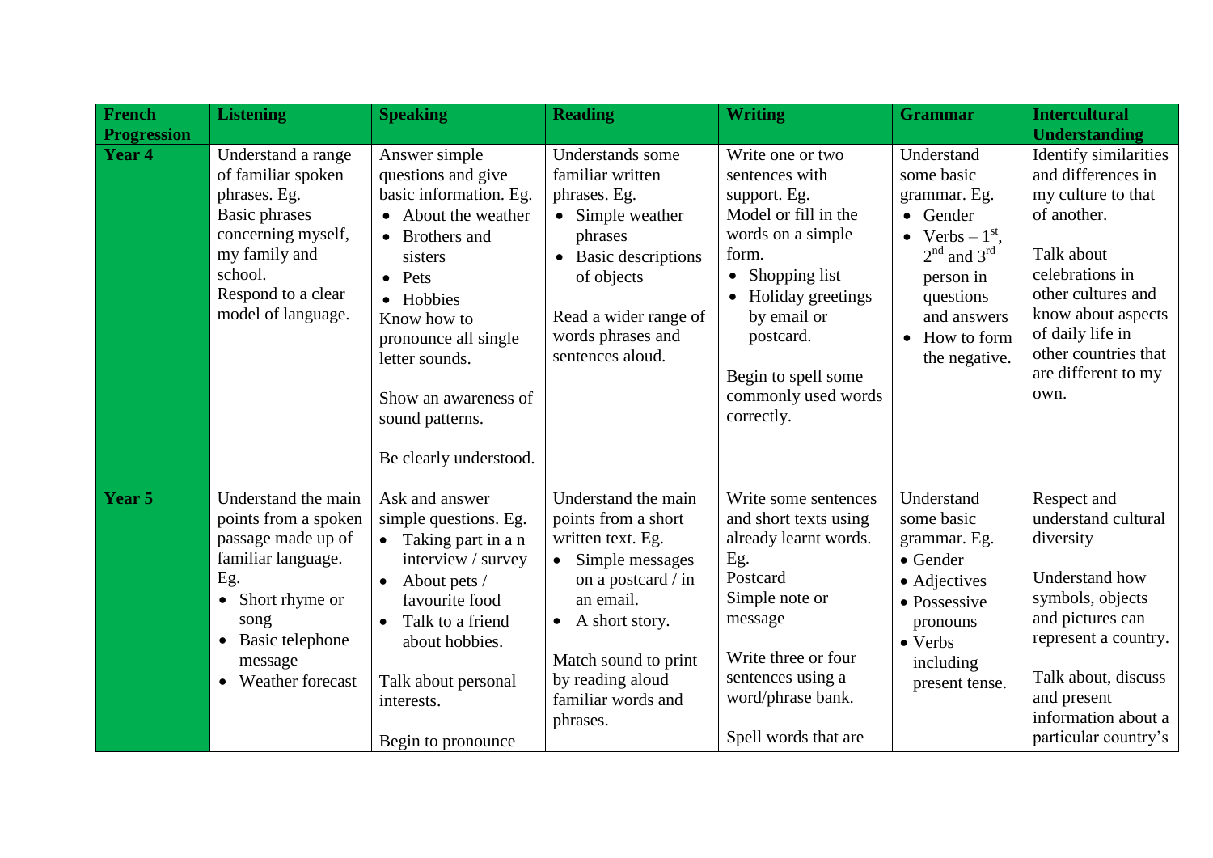| French Progression | Listening | Speaking | Reading | Writing | Grammar | Intercultural Understanding |
| --- | --- | --- | --- | --- | --- | --- |
| **Year 4** | Understand a range of familiar spoken phrases. Eg.<br>Basic phrases concerning myself, my family and school.<br>Respond to a clear model of language. | Answer simple questions and give basic information. Eg.<br>• About the weather<br>• Brothers and sisters<br>• Pets<br>• Hobbies<br>Know how to pronounce all single letter sounds.<br><br>Show an awareness of sound patterns.<br><br>Be clearly understood. | Understands some familiar written phrases. Eg.<br>• Simple weather phrases<br>• Basic descriptions of objects<br><br>Read a wider range of words phrases and sentences aloud. | Write one or two sentences with support. Eg.<br>Model or fill in the words on a simple form.<br>• Shopping list<br>• Holiday greetings by email or postcard.<br><br>Begin to spell some commonly used words correctly. | Understand some basic grammar. Eg.<br>• Gender<br>• Verbs – 1st, 2nd and 3rd person in questions and answers<br>• How to form the negative. | Identify similarities and differences in my culture to that of another.<br><br>Talk about celebrations in other cultures and know about aspects of daily life in other countries that are different to my own. |
| **Year 5** | Understand the main points from a spoken passage made up of familiar language. Eg.<br>• Short rhyme or song<br>• Basic telephone message<br>• Weather forecast | Ask and answer simple questions. Eg.<br>• Taking part in a n interview / survey<br>• About pets / favourite food<br>• Talk to a friend about hobbies.<br><br>Talk about personal interests.<br><br>Begin to pronounce | Understand the main points from a short written text. Eg.<br>• Simple messages on a postcard / in an email.<br>• A short story.<br><br>Match sound to print by reading aloud familiar words and phrases. | Write some sentences and short texts using already learnt words. Eg.<br>Postcard<br>Simple note or message<br><br>Write three or four sentences using a word/phrase bank.<br><br>Spell words that are | Understand some basic grammar. Eg.<br>• Gender<br>• Adjectives<br>• Possessive pronouns<br>• Verbs including present tense. | Respect and understand cultural diversity<br><br>Understand how symbols, objects and pictures can represent a country.<br><br>Talk about, discuss and present information about a particular country's |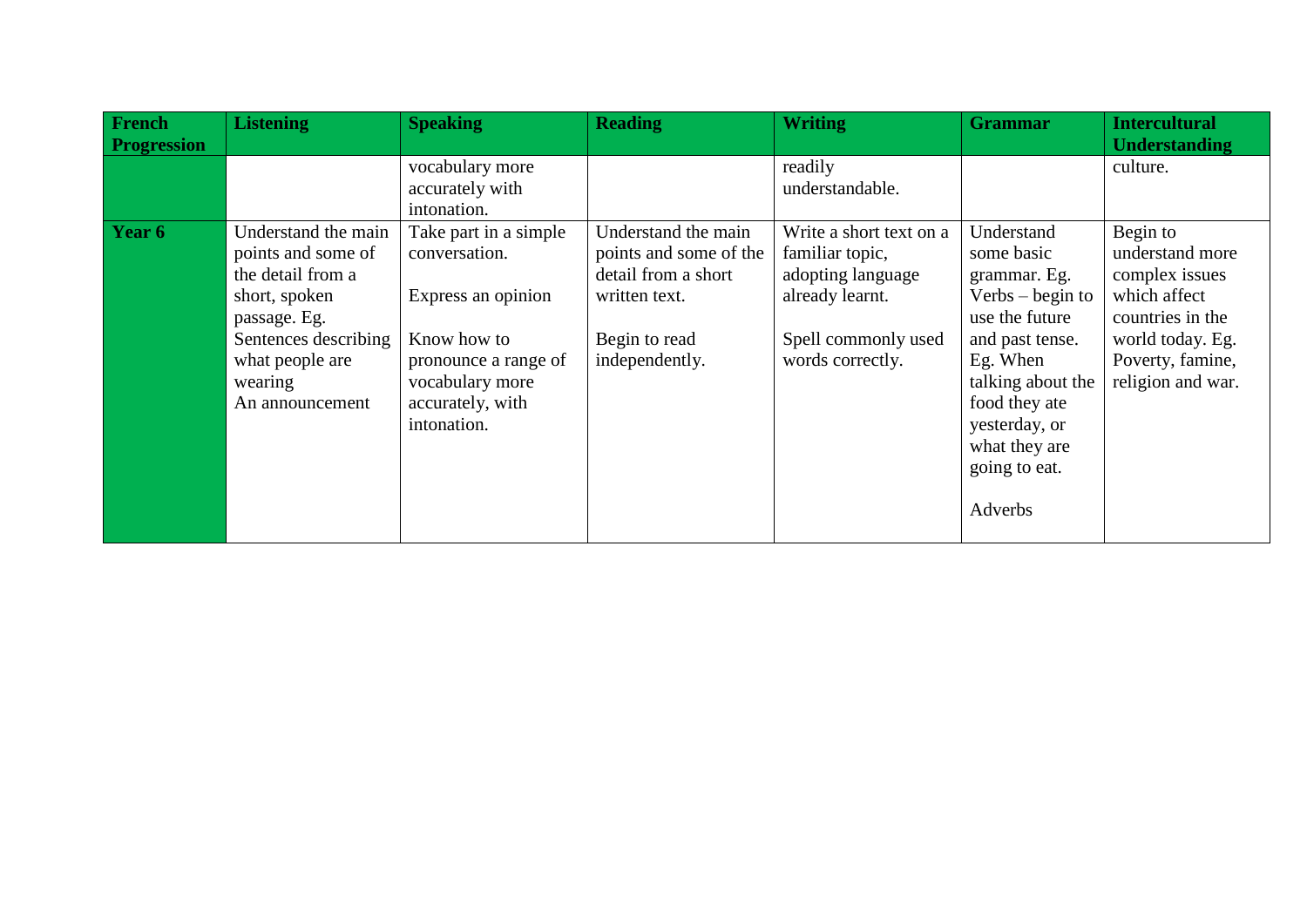| French Progression | Listening | Speaking | Reading | Writing | Grammar | Intercultural Understanding |
|---|---|---|---|---|---|---|
| | | vocabulary more accurately with intonation. | | readily understandable. | | culture. |
| **Year 6** | Understand the main points and some of the detail from a short, spoken passage. Eg.<br>Sentences describing what people are wearing<br>An announcement | Take part in a simple conversation.<br><br>Express an opinion<br><br>Know how to pronounce a range of vocabulary more accurately, with intonation. | Understand the main points and some of the detail from a short written text.<br><br>Begin to read independently. | Write a short text on a familiar topic, adopting language already learnt.<br><br>Spell commonly used words correctly. | Understand some basic grammar. Eg. Verbs – begin to use the future and past tense. Eg. When talking about the food they ate yesterday, or what they are going to eat.<br><br>Adverbs | Begin to understand more complex issues which affect countries in the world today. Eg. Poverty, famine, religion and war. |